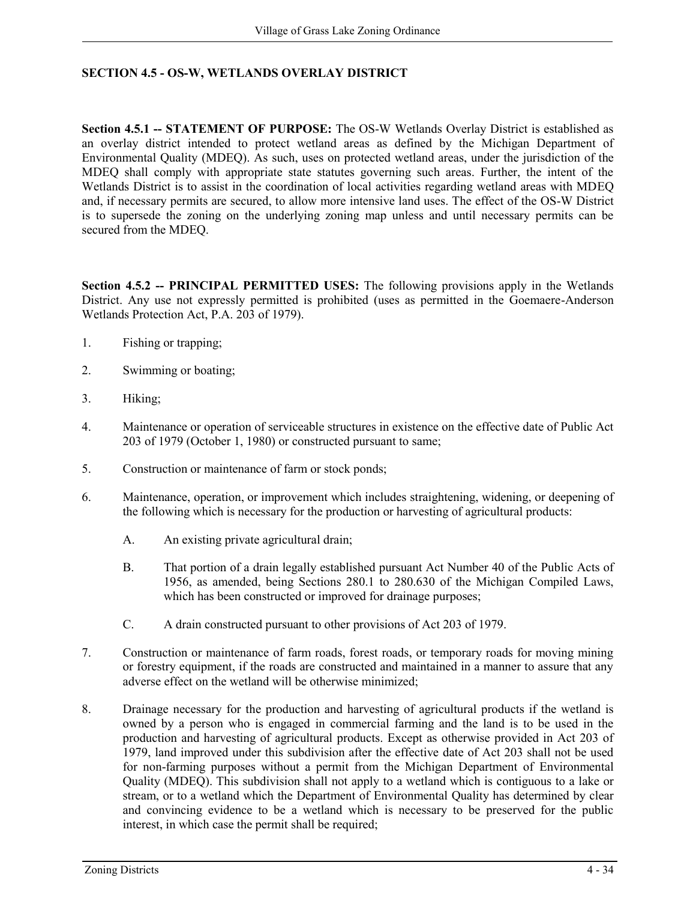## SECTION 4.5 - OS-W, WETLANDS OVERLAY DISTRICT

**Section 4.5.1 -- STATEMENT OF PURPOSE:** The OS-W Wetlands Overlay District is established as an overlay district intended to protect wetland areas as defined by the Michigan Department of Environmental Quality (MDEQ). As such, uses on protected wetland areas, under the jurisdiction of the MDEQ shall comply with appropriate state statutes governing such areas. Further, the intent of the Wetlands District is to assist in the coordination of local activities regarding wetland areas with MDEQ and, if necessary permits are secured, to allow more intensive land uses. The effect of the OS-W District is to supersede the zoning on the underlying zoning map unless and until necessary permits can be secured from the MDEQ.

**Section 4.5.2 -- PRINCIPAL PERMITTED USES:** The following provisions apply in the Wetlands District. Any use not expressly permitted is prohibited (uses as permitted in the Goemaere-Anderson Wetlands Protection Act, P.A. 203 of 1979).

1. Fishing or trapping;
2. Swimming or boating;
3. Hiking;
4. Maintenance or operation of serviceable structures in existence on the effective date of Public Act 203 of 1979 (October 1, 1980) or constructed pursuant to same;
5. Construction or maintenance of farm or stock ponds;
6. Maintenance, operation, or improvement which includes straightening, widening, or deepening of the following which is necessary for the production or harvesting of agricultural products:
   A. An existing private agricultural drain;
   B. That portion of a drain legally established pursuant Act Number 40 of the Public Acts of 1956, as amended, being Sections 280.1 to 280.630 of the Michigan Compiled Laws, which has been constructed or improved for drainage purposes;
   C. A drain constructed pursuant to other provisions of Act 203 of 1979.
7. Construction or maintenance of farm roads, forest roads, or temporary roads for moving mining or forestry equipment, if the roads are constructed and maintained in a manner to assure that any adverse effect on the wetland will be otherwise minimized;
8. Drainage necessary for the production and harvesting of agricultural products if the wetland is owned by a person who is engaged in commercial farming and the land is to be used in the production and harvesting of agricultural products. Except as otherwise provided in Act 203 of 1979, land improved under this subdivision after the effective date of Act 203 shall not be used for non-farming purposes without a permit from the Michigan Department of Environmental Quality (MDEQ). This subdivision shall not apply to a wetland which is contiguous to a lake or stream, or to a wetland which the Department of Environmental Quality has determined by clear and convincing evidence to be a wetland which is necessary to be preserved for the public interest, in which case the permit shall be required;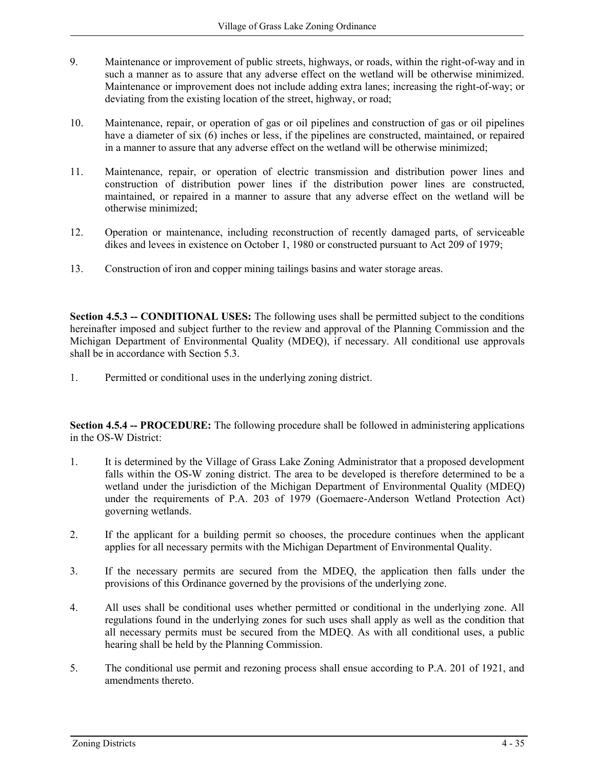9. Maintenance or improvement of public streets, highways, or roads, within the right-of-way and in such a manner as to assure that any adverse effect on the wetland will be otherwise minimized. Maintenance or improvement does not include adding extra lanes; increasing the right-of-way; or deviating from the existing location of the street, highway, or road;

10. Maintenance, repair, or operation of gas or oil pipelines and construction of gas or oil pipelines have a diameter of six (6) inches or less, if the pipelines are constructed, maintained, or repaired in a manner to assure that any adverse effect on the wetland will be otherwise minimized;

11. Maintenance, repair, or operation of electric transmission and distribution power lines and construction of distribution power lines if the distribution power lines are constructed, maintained, or repaired in a manner to assure that any adverse effect on the wetland will be otherwise minimized;

12. Operation or maintenance, including reconstruction of recently damaged parts, of serviceable dikes and levees in existence on October 1, 1980 or constructed pursuant to Act 209 of 1979;

13. Construction of iron and copper mining tailings basins and water storage areas.

**Section 4.5.3 -- CONDITIONAL USES:** The following uses shall be permitted subject to the conditions hereinafter imposed and subject further to the review and approval of the Planning Commission and the Michigan Department of Environmental Quality (MDEQ), if necessary. All conditional use approvals shall be in accordance with Section 5.3.

1. Permitted or conditional uses in the underlying zoning district.

**Section 4.5.4 -- PROCEDURE:** The following procedure shall be followed in administering applications in the OS-W District:

1. It is determined by the Village of Grass Lake Zoning Administrator that a proposed development falls within the OS-W zoning district. The area to be developed is therefore determined to be a wetland under the jurisdiction of the Michigan Department of Environmental Quality (MDEQ) under the requirements of P.A. 203 of 1979 (Goemaere-Anderson Wetland Protection Act) governing wetlands.

2. If the applicant for a building permit so chooses, the procedure continues when the applicant applies for all necessary permits with the Michigan Department of Environmental Quality.

3. If the necessary permits are secured from the MDEQ, the application then falls under the provisions of this Ordinance governed by the provisions of the underlying zone.

4. All uses shall be conditional uses whether permitted or conditional in the underlying zone. All regulations found in the underlying zones for such uses shall apply as well as the condition that all necessary permits must be secured from the MDEQ. As with all conditional uses, a public hearing shall be held by the Planning Commission.

5. The conditional use permit and rezoning process shall ensue according to P.A. 201 of 1921, and amendments thereto.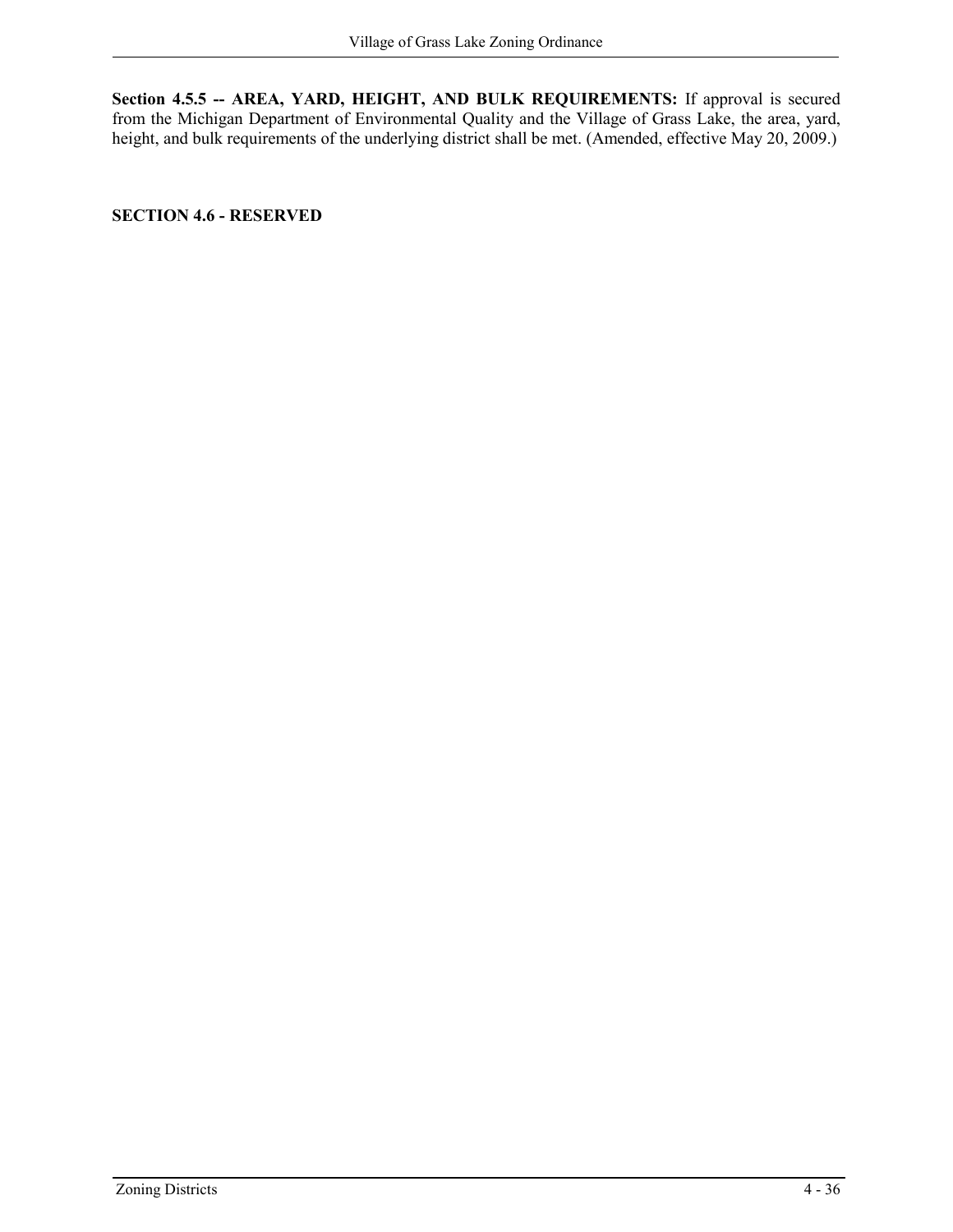**Section 4.5.5 -- AREA, YARD, HEIGHT, AND BULK REQUIREMENTS:** If approval is secured from the Michigan Department of Environmental Quality and the Village of Grass Lake, the area, yard, height, and bulk requirements of the underlying district shall be met. (Amended, effective May 20, 2009.)

## SECTION 4.6 - RESERVED